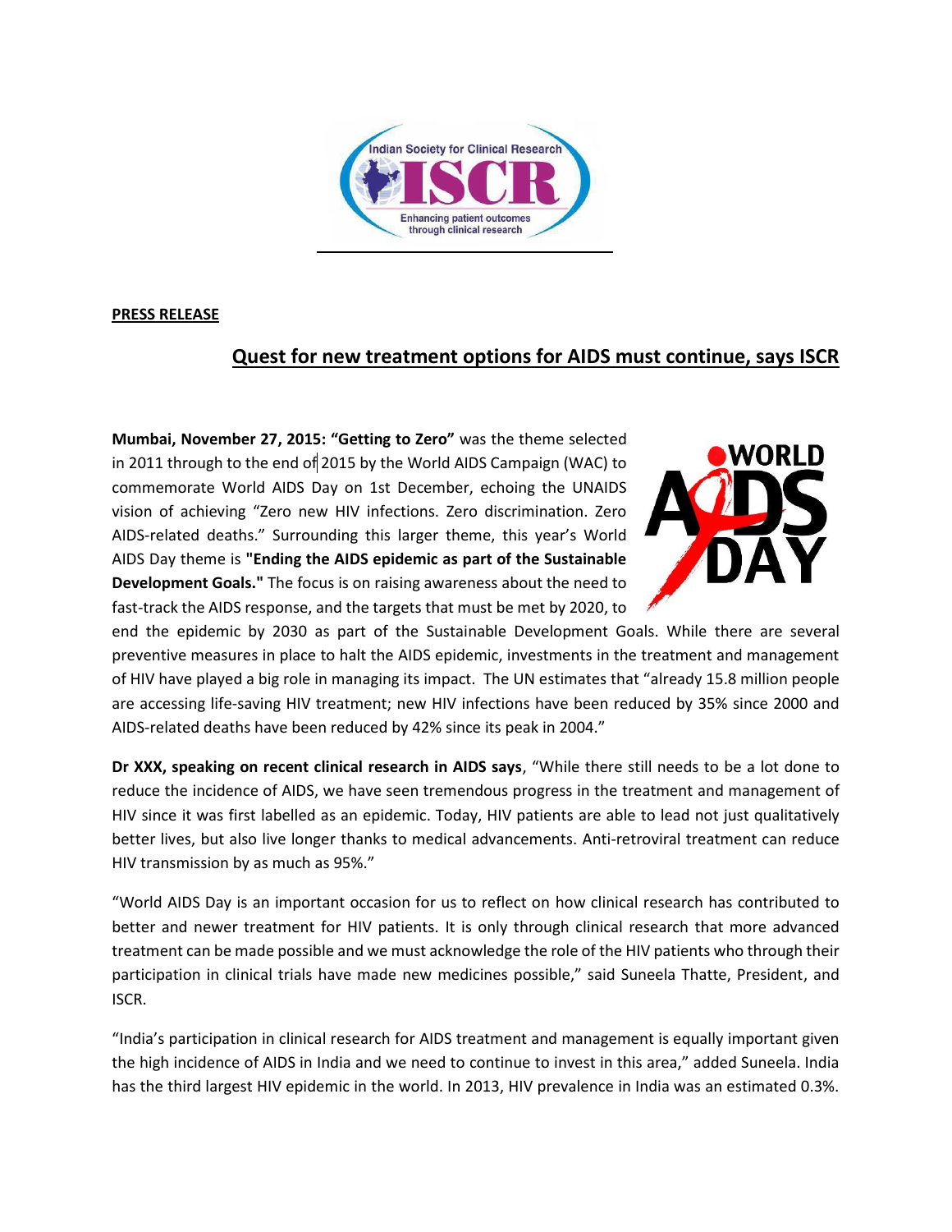**PRESS RELEASE**

## Quest for new treatment options for AIDS must continue, says ISCR

**Mumbai, November 27, 2015: "Getting to Zero"** was the theme selected in 2011 through to the end of 2015 by the World AIDS Campaign (WAC) to commemorate World AIDS Day on 1st December, echoing the UNAIDS vision of achieving "Zero new HIV infections. Zero discrimination. Zero AIDS-related deaths." Surrounding this larger theme, this year's World AIDS Day theme is **"Ending the AIDS epidemic as part of the Sustainable Development Goals."** The focus is on raising awareness about the need to fast-track the AIDS response, and the targets that must be met by 2020, to end the epidemic by 2030 as part of the Sustainable Development Goals. While there are several preventive measures in place to halt the AIDS epidemic, investments in the treatment and management of HIV have played a big role in managing its impact. The UN estimates that "already 15.8 million people are accessing life-saving HIV treatment; new HIV infections have been reduced by 35% since 2000 and AIDS-related deaths have been reduced by 42% since its peak in 2004."

**Dr XXX, speaking on recent clinical research in AIDS says**, "While there still needs to be a lot done to reduce the incidence of AIDS, we have seen tremendous progress in the treatment and management of HIV since it was first labelled as an epidemic. Today, HIV patients are able to lead not just qualitatively better lives, but also live longer thanks to medical advancements. Anti-retroviral treatment can reduce HIV transmission by as much as 95%."

"World AIDS Day is an important occasion for us to reflect on how clinical research has contributed to better and newer treatment for HIV patients. It is only through clinical research that more advanced treatment can be made possible and we must acknowledge the role of the HIV patients who through their participation in clinical trials have made new medicines possible," said Suneela Thatte, President, and ISCR.

"India's participation in clinical research for AIDS treatment and management is equally important given the high incidence of AIDS in India and we need to continue to invest in this area," added Suneela. India has the third largest HIV epidemic in the world. In 2013, HIV prevalence in India was an estimated 0.3%.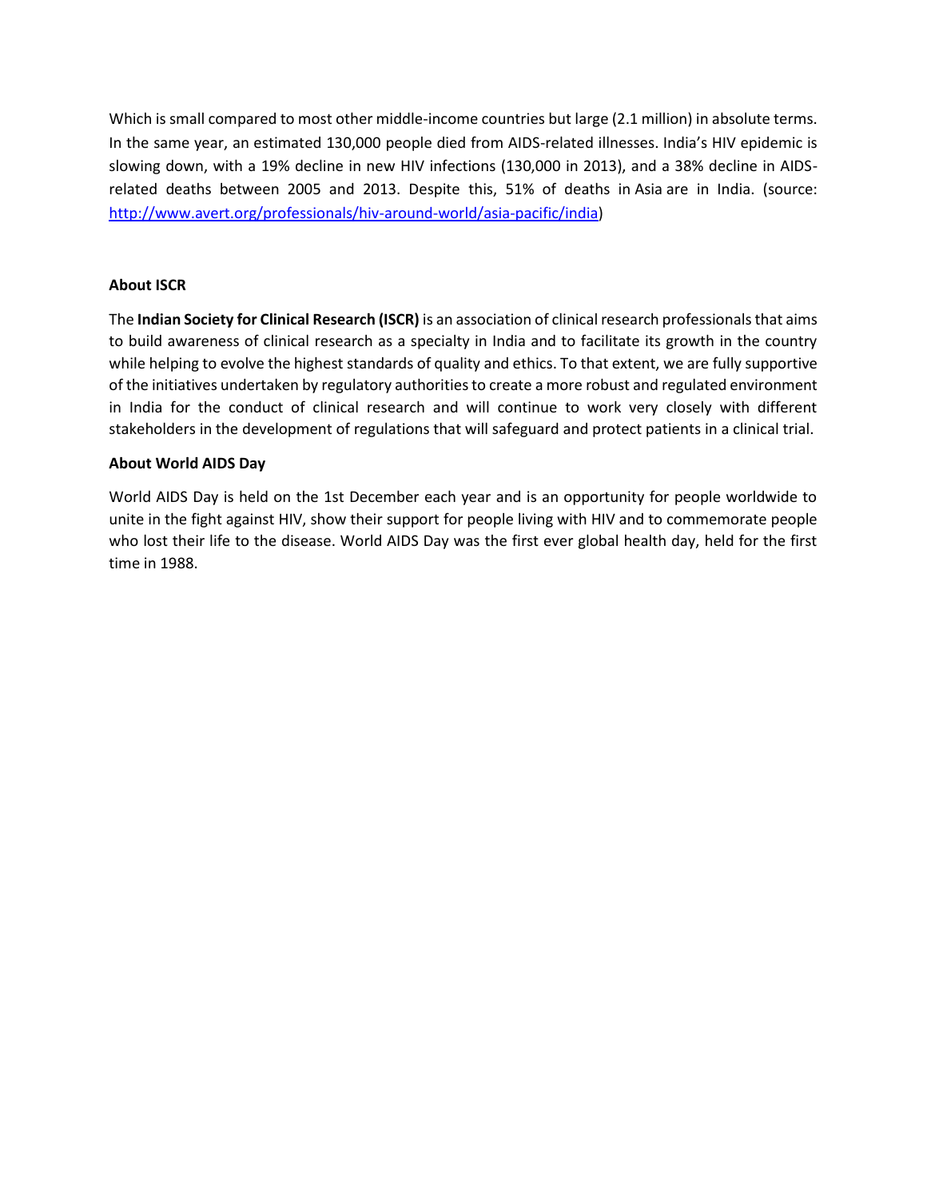Which is small compared to most other middle-income countries but large (2.1 million) in absolute terms. In the same year, an estimated 130,000 people died from AIDS-related illnesses. India's HIV epidemic is slowing down, with a 19% decline in new HIV infections (130,000 in 2013), and a 38% decline in AIDS-related deaths between 2005 and 2013. Despite this, 51% of deaths in Asia are in India. (source: [http://www.avert.org/professionals/hiv-around-world/asia-pacific/india](http://www.avert.org/professionals/hiv-around-world/asia-pacific/india))

**About ISCR**

The **Indian Society for Clinical Research (ISCR)** is an association of clinical research professionals that aims to build awareness of clinical research as a specialty in India and to facilitate its growth in the country while helping to evolve the highest standards of quality and ethics. To that extent, we are fully supportive of the initiatives undertaken by regulatory authorities to create a more robust and regulated environment in India for the conduct of clinical research and will continue to work very closely with different stakeholders in the development of regulations that will safeguard and protect patients in a clinical trial.

**About World AIDS Day**

World AIDS Day is held on the 1st December each year and is an opportunity for people worldwide to unite in the fight against HIV, show their support for people living with HIV and to commemorate people who lost their life to the disease. World AIDS Day was the first ever global health day, held for the first time in 1988.